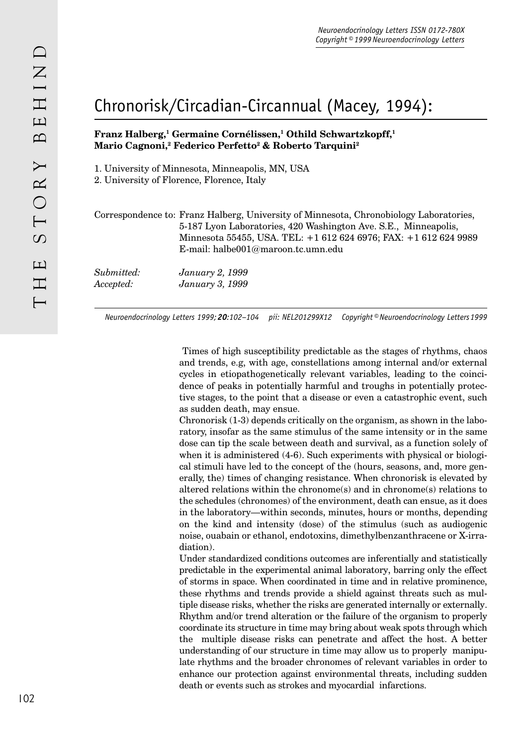# Chronorisk/Circadian-Circannual (Macey, 1994):

**Franz Halberg,[1] Germaine Cornélissen,[1] Othild Schwartzkopff,[1] Mario Cagnoni,[2] Federico Perfetto[2] & Roberto Tarquini[2]**

1. University of Minnesota, Minneapolis, MN, USA
2. University of Florence, Florence, Italy

Correspondence to: Franz Halberg, University of Minnesota, Chronobiology Laboratories, 5-187 Lyon Laboratories, 420 Washington Ave. S.E., Minneapolis, Minnesota 55455, USA. TEL: +1 612 624 6976; FAX: +1 612 624 9989 E-mail: halbe001@maroon.tc.umn.edu

*Submitted:* *January 2, 1999*
*Accepted:* *January 3, 1999*

Times of high susceptibility predictable as the stages of rhythms, chaos and trends, e.g, with age, constellations among internal and/or external cycles in etiopathogenetically relevant variables, leading to the coincidence of peaks in potentially harmful and troughs in potentially protective stages, to the point that a disease or even a catastrophic event, such as sudden death, may ensue.

Chronorisk (1-3) depends critically on the organism, as shown in the laboratory, insofar as the same stimulus of the same intensity or in the same dose can tip the scale between death and survival, as a function solely of when it is administered (4-6). Such experiments with physical or biological stimuli have led to the concept of the (hours, seasons, and, more generally, the) times of changing resistance. When chronorisk is elevated by altered relations within the chronome(s) and in chronome(s) relations to the schedules (chronomes) of the environment, death can ensue, as it does in the laboratory—within seconds, minutes, hours or months, depending on the kind and intensity (dose) of the stimulus (such as audiogenic noise, ouabain or ethanol, endotoxins, dimethylbenzanthracene or X-irradiation).

Under standardized conditions outcomes are inferentially and statistically predictable in the experimental animal laboratory, barring only the effect of storms in space. When coordinated in time and in relative prominence, these rhythms and trends provide a shield against threats such as multiple disease risks, whether the risks are generated internally or externally. Rhythm and/or trend alteration or the failure of the organism to properly coordinate its structure in time may bring about weak spots through which the multiple disease risks can penetrate and affect the host. A better understanding of our structure in time may allow us to properly manipulate rhythms and the broader chronomes of relevant variables in order to enhance our protection against environmental threats, including sudden death or events such as strokes and myocardial infarctions.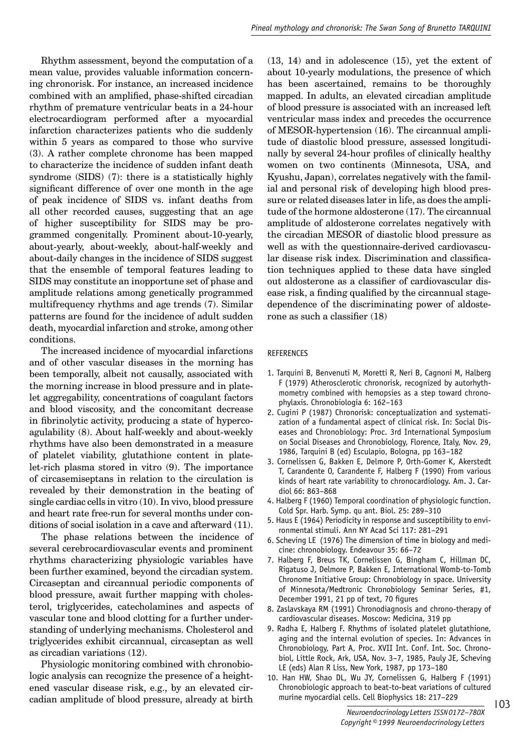Rhythm assessment, beyond the computation of a mean value, provides valuable information concerning chronorisk. For instance, an increased incidence combined with an amplified, phase-shifted circadian rhythm of premature ventricular beats in a 24-hour electrocardiogram performed after a myocardial infarction characterizes patients who die suddenly within 5 years as compared to those who survive (3). A rather complete chronome has been mapped to characterize the incidence of sudden infant death syndrome (SIDS) (7): there is a statistically highly significant difference of over one month in the age of peak incidence of SIDS vs. infant deaths from all other recorded causes, suggesting that an age of higher susceptibility for SIDS may be programmed congenitally. Prominent about-10-yearly, about-yearly, about-weekly, about-half-weekly and about-daily changes in the incidence of SIDS suggest that the ensemble of temporal features leading to SIDS may constitute an inopportune set of phase and amplitude relations among genetically programmed multifrequency rhythms and age trends (7). Similar patterns are found for the incidence of adult sudden death, myocardial infarction and stroke, among other conditions.

The increased incidence of myocardial infarctions and of other vascular diseases in the morning has been temporally, albeit not causally, associated with the morning increase in blood pressure and in platelet aggregability, concentrations of coagulant factors and blood viscosity, and the concomitant decrease in fibrinolytic activity, producing a state of hypercoagulability (8). About half-weekly and about-weekly rhythms have also been demonstrated in a measure of platelet viability, glutathione content in platelet-rich plasma stored in vitro (9). The importance of circasemiseptans in relation to the circulation is revealed by their demonstration in the beating of single cardiac cells in vitro (10). In vivo, blood pressure and heart rate free-run for several months under conditions of social isolation in a cave and afterward (11).

The phase relations between the incidence of several cerebrocardiovascular events and prominent rhythms characterizing physiologic variables have been further examined, beyond the circadian system. Circaseptan and circannual periodic components of blood pressure, await further mapping with cholesterol, triglycerides, catecholamines and aspects of vascular tone and blood clotting for a further understanding of underlying mechanisms. Cholesterol and triglycerides exhibit circannual, circaseptan as well as circadian variations (12).

Physiologic monitoring combined with chronobiologic analysis can recognize the presence of a heightened vascular disease risk, e.g., by an elevated circadian amplitude of blood pressure, already at birth (13, 14) and in adolescence (15), yet the extent of about 10-yearly modulations, the presence of which has been ascertained, remains to be thoroughly mapped. In adults, an elevated circadian amplitude of blood pressure is associated with an increased left ventricular mass index and precedes the occurrence of MESOR-hypertension (16). The circannual amplitude of diastolic blood pressure, assessed longitudinally by several 24-hour profiles of clinically healthy women on two continents (Minnesota, USA, and Kyushu, Japan), correlates negatively with the familial and personal risk of developing high blood pressure or related diseases later in life, as does the amplitude of the hormone aldosterone (17). The circannual amplitude of aldosterone correlates negatively with the circadian MESOR of diastolic blood pressure as well as with the questionnaire-derived cardiovascular disease risk index. Discrimination and classification techniques applied to these data have singled out aldosterone as a classifier of cardiovascular disease risk, a finding qualified by the circannual stage-dependence of the discriminating power of aldosterone as such a classifier (18)

## REFERENCES

1. Tarquini B, Benvenuti M, Moretti R, Neri B, Cagnoni M, Halberg F (1979) Atherosclerotic chronorisk, recognized by autorhythmometry combined with hemopsies as a step toward chronophylaxis. Chronobiologia 6: 162–163
2. Cugini P (1987) Chronorisk: conceptualization and systematization of a fundamental aspect of clinical risk. In: Social Diseases and Chronobiology: Proc. 3rd International Symposium on Social Diseases and Chronobiology, Florence, Italy, Nov. 29, 1986, Tarquini B (ed) Esculapio, Bologna, pp 163–182
3. Cornelissen G, Bakken E, Delmore P, Orth-Gomer K, Akerstedt T, Carandente O, Carandente F, Halberg F (1990) From various kinds of heart rate variability to chronocardiology. Am. J. Cardiol 66: 863–868
4. Halberg F (1960) Temporal coordination of physiologic function. Cold Spr. Harb. Symp. qu ant. Biol. 25: 289–310
5. Haus E (1964) Periodicity in response and susceptibility to environmental stimuli. Ann NY Acad Sci 117: 281–291
6. Scheving LE (1976) The dimension of time in biology and medicine: chronobiology. Endeavour 35: 66–72
7. Halberg F, Breus TK, Cornelissen G, Bingham C, Hillman DC, Rigatuso J, Delmore P, Bakken E, International Womb-to-Tomb Chronome Initiative Group: Chronobiology in space. University of Minnesota/Medtronic Chronobiology Seminar Series, #1, December 1991, 21 pp of text, 70 figures
8. Zaslavskaya RM (1991) Chronodiagnosis and chrono-therapy of cardiovascular diseases. Moscow: Medicina, 319 pp
9. Radha E, Halberg F. Rhythms of isolated platelet glutathione, aging and the internal evolution of species. In: Advances in Chronobiology, Part A, Proc. XVII Int. Conf. Int. Soc. Chronobiol, Little Rock, Ark, USA, Nov. 3–7, 1985, Pauly JE, Scheving LE (eds) Alan R Liss, New York, 1987, pp 173–180
10. Han HW, Shao DL, Wu JY, Cornelissen G, Halberg F (1991) Chronobiologic approach to beat-to-beat variations of cultured murine myocardial cells. Cell Biophysics 18: 217–229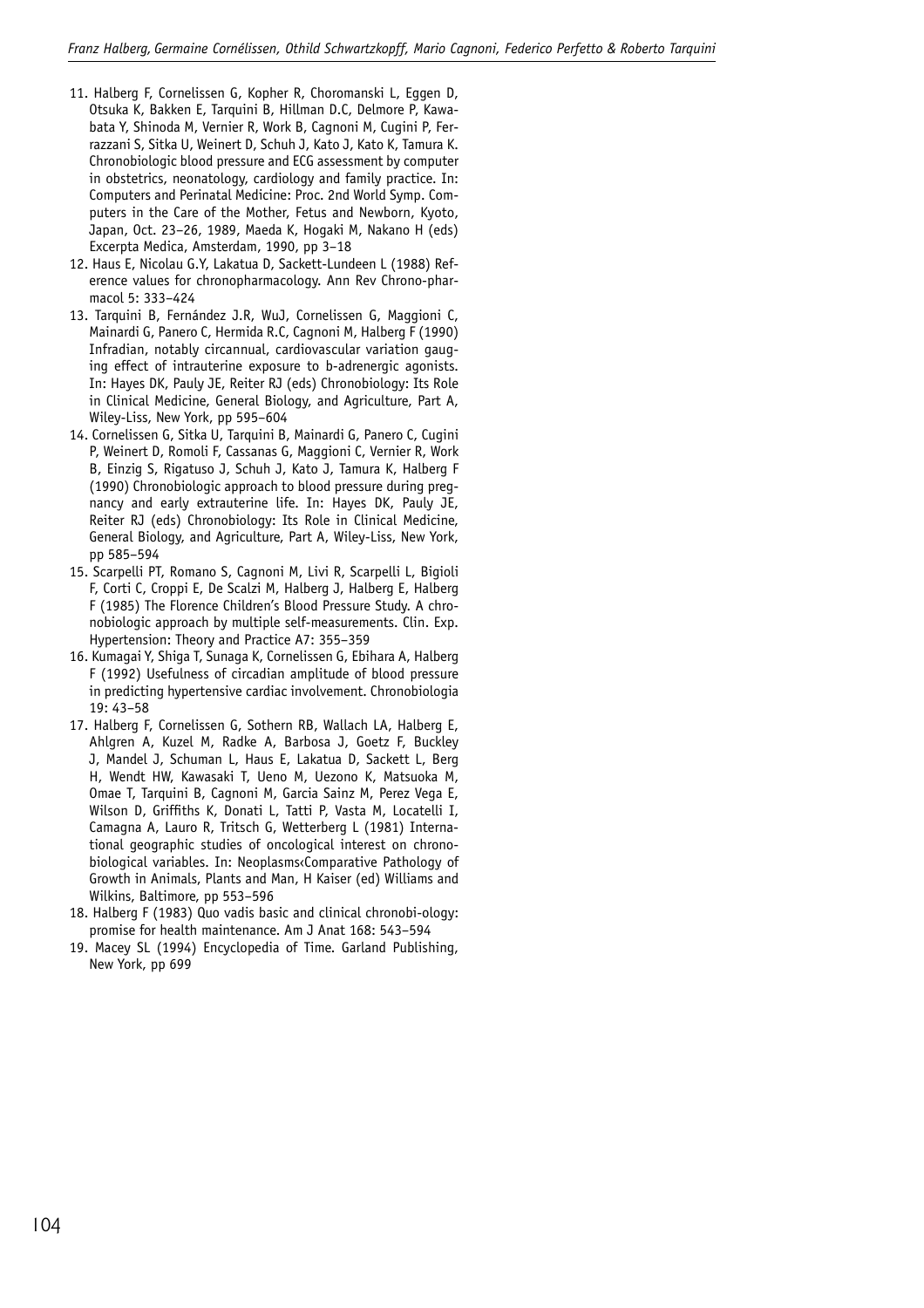11. Halberg F, Cornelissen G, Kopher R, Choromanski L, Eggen D, Otsuka K, Bakken E, Tarquini B, Hillman D.C, Delmore P, Kawabata Y, Shinoda M, Vernier R, Work B, Cagnoni M, Cugini P, Ferrazzani S, Sitka U, Weinert D, Schuh J, Kato J, Kato K, Tamura K. Chronobiologic blood pressure and ECG assessment by computer in obstetrics, neonatology, cardiology and family practice. In: Computers and Perinatal Medicine: Proc. 2nd World Symp. Computers in the Care of the Mother, Fetus and Newborn, Kyoto, Japan, Oct. 23–26, 1989, Maeda K, Hogaki M, Nakano H (eds) Excerpta Medica, Amsterdam, 1990, pp 3–18
12. Haus E, Nicolau G.Y, Lakatua D, Sackett-Lundeen L (1988) Reference values for chronopharmacology. Ann Rev Chrono-pharmacol 5: 333–424
13. Tarquini B, Fernández J.R, WuJ, Cornelissen G, Maggioni C, Mainardi G, Panero C, Hermida R.C, Cagnoni M, Halberg F (1990) Infradian, notably circannual, cardiovascular variation gauging effect of intrauterine exposure to b-adrenergic agonists. In: Hayes DK, Pauly JE, Reiter RJ (eds) Chronobiology: Its Role in Clinical Medicine, General Biology, and Agriculture, Part A, Wiley-Liss, New York, pp 595–604
14. Cornelissen G, Sitka U, Tarquini B, Mainardi G, Panero C, Cugini P, Weinert D, Romoli F, Cassanas G, Maggioni C, Vernier R, Work B, Einzig S, Rigatuso J, Schuh J, Kato J, Tamura K, Halberg F (1990) Chronobiologic approach to blood pressure during pregnancy and early extrauterine life. In: Hayes DK, Pauly JE, Reiter RJ (eds) Chronobiology: Its Role in Clinical Medicine, General Biology, and Agriculture, Part A, Wiley-Liss, New York, pp 585–594
15. Scarpelli PT, Romano S, Cagnoni M, Livi R, Scarpelli L, Bigioli F, Corti C, Croppi E, De Scalzi M, Halberg J, Halberg E, Halberg F (1985) The Florence Children's Blood Pressure Study. A chronobiologic approach by multiple self-measurements. Clin. Exp. Hypertension: Theory and Practice A7: 355–359
16. Kumagai Y, Shiga T, Sunaga K, Cornelissen G, Ebihara A, Halberg F (1992) Usefulness of circadian amplitude of blood pressure in predicting hypertensive cardiac involvement. Chronobiologia 19: 43–58
17. Halberg F, Cornelissen G, Sothern RB, Wallach LA, Halberg E, Ahlgren A, Kuzel M, Radke A, Barbosa J, Goetz F, Buckley J, Mandel J, Schuman L, Haus E, Lakatua D, Sackett L, Berg H, Wendt HW, Kawasaki T, Ueno M, Uezono K, Matsuoka M, Omae T, Tarquini B, Cagnoni M, Garcia Sainz M, Perez Vega E, Wilson D, Griffiths K, Donati L, Tatti P, Vasta M, Locatelli I, Camagna A, Lauro R, Tritsch G, Wetterberg L (1981) International geographic studies of oncological interest on chronobiological variables. In: Neoplasms‹Comparative Pathology of Growth in Animals, Plants and Man, H Kaiser (ed) Williams and Wilkins, Baltimore, pp 553–596
18. Halberg F (1983) Quo vadis basic and clinical chronobi-ology: promise for health maintenance. Am J Anat 168: 543–594
19. Macey SL (1994) Encyclopedia of Time. Garland Publishing, New York, pp 699